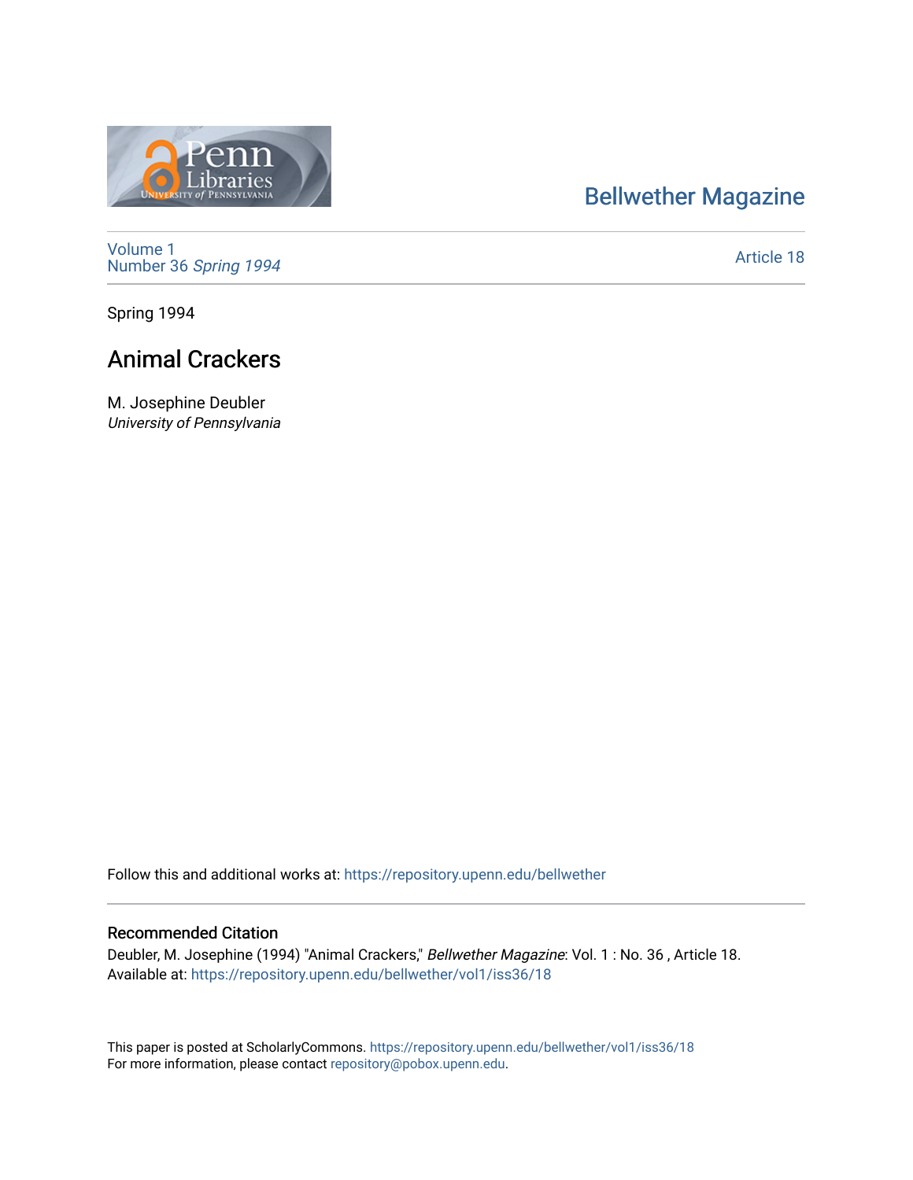Bellwether Magazine

Volume 1
Number 36 *Spring 1994*

Article 18

Spring 1994

# Animal Crackers

M. Josephine Deubler
*University of Pennsylvania*

Follow this and additional works at: https://repository.upenn.edu/bellwether

## Recommended Citation

Deubler, M. Josephine (1994) "Animal Crackers," *Bellwether Magazine*: Vol. 1 : No. 36 , Article 18.
Available at: https://repository.upenn.edu/bellwether/vol1/iss36/18

This paper is posted at ScholarlyCommons. https://repository.upenn.edu/bellwether/vol1/iss36/18
For more information, please contact repository@pobox.upenn.edu.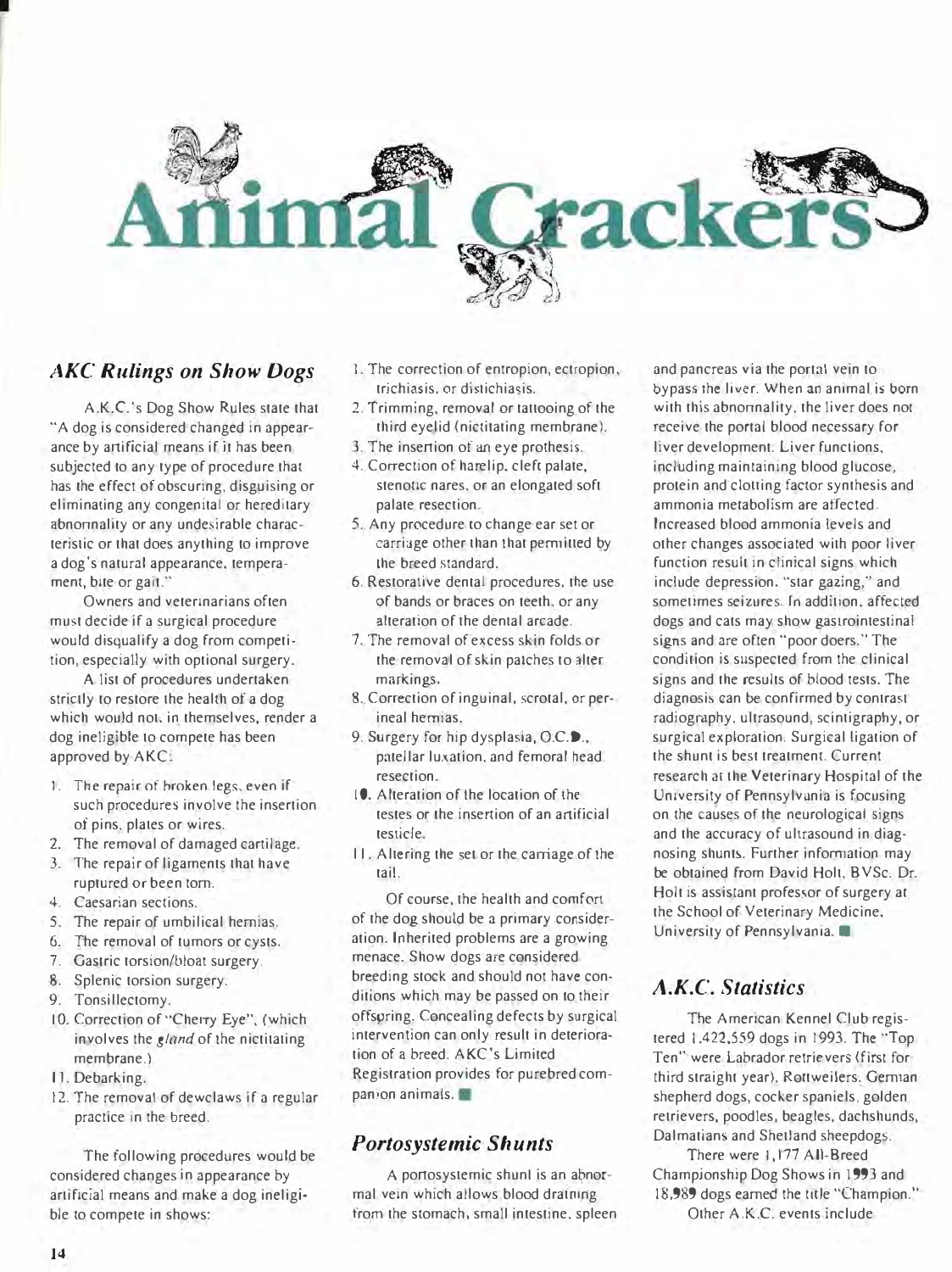# Animal Crackers

### *AKC Rulings on Show Dogs*

A.K.C.'s Dog Show Rules state that "A dog is considered changed in appearance by artificial means if it has been subjected to any type of procedure that has the effect of obscuring, disguising or eliminating any congenital or hereditary abnormality or any undesirable characteristic or that does anything to improve a dog's natural appearance, temperament, bite or gait."

Owners and veterinarians often must decide if a surgical procedure would disqualify a dog from competition, especially with optional surgery.

A list of procedures undertaken strictly to restore the health of a dog which would not, in themselves, render a dog ineligible to compete has been approved by AKC:

1. The repair of broken legs, even if such procedures involve the insertion of pins, plates or wires.
2. The removal of damaged cartilage.
3. The repair of ligaments that have ruptured or been torn.
4. Caesarian sections.
5. The repair of umbilical hernias.
6. The removal of tumors or cysts.
7. Gastric torsion/bloat surgery.
8. Splenic torsion surgery.
9. Tonsillectomy.
10. Correction of "Cherry Eye", (which involves the *gland* of the nictitating membrane.)
11. Debarking.
12. The removal of dewclaws if a regular practice in the breed.

The following procedures would be considered changes in appearance by artificial means and make a dog ineligible to compete in shows:

1. The correction of entropion, ectropion, trichiasis, or distichiasis.
2. Trimming, removal or tattooing of the third eyelid (nictitating membrane).
3. The insertion of an eye prothesis.
4. Correction of harelip, cleft palate, stenotic nares, or an elongated soft palate resection.
5. Any procedure to change ear set or carriage other than that permitted by the breed standard.
6. Restorative dental procedures, the use of bands or braces on teeth, or any alteration of the dental arcade.
7. The removal of excess skin folds or the removal of skin patches to alter markings.
8. Correction of inguinal, scrotal, or perineal hernias.
9. Surgery for hip dysplasia, O.C.D., patellar luxation, and femoral head resection.
10. Alteration of the location of the testes or the insertion of an artificial testicle.
11. Altering the set or the carriage of the tail.

Of course, the health and comfort of the dog should be a primary consideration. Inherited problems are a growing menace. Show dogs are considered breeding stock and should not have conditions which may be passed on to their offspring. Concealing defects by surgical intervention can only result in deterioration of a breed. AKC's Limited Registration provides for purebred companion animals. ■

### *Portosystemic Shunts*

A portosystemic shunt is an abnormal vein which allows blood draining from the stomach, small intestine, spleen and pancreas via the portal vein to bypass the liver. When an animal is born with this abnormality, the liver does not receive the portal blood necessary for liver development. Liver functions, including maintaining blood glucose, protein and clotting factor synthesis and ammonia metabolism are affected. Increased blood ammonia levels and other changes associated with poor liver function result in clinical signs which include depression, "star gazing," and sometimes seizures. In addition, affected dogs and cats may show gastrointestinal signs and are often "poor doers." The condition is suspected from the clinical signs and the results of blood tests. The diagnosis can be confirmed by contrast radiography, ultrasound, scintigraphy, or surgical exploration. Surgical ligation of the shunt is best treatment. Current research at the Veterinary Hospital of the University of Pennsylvania is focusing on the causes of the neurological signs and the accuracy of ultrasound in diagnosing shunts. Further information may be obtained from David Holt, BVSc. Dr. Holt is assistant professor of surgery at the School of Veterinary Medicine, University of Pennsylvania. ■

### *A.K.C. Statistics*

The American Kennel Club registered 1,422,559 dogs in 1993. The "Top Ten" were Labrador retrievers (first for third straight year), Rottweilers, German shepherd dogs, cocker spaniels, golden retrievers, poodles, beagles, dachshunds, Dalmatians and Shetland sheepdogs.

There were 1,177 All-Breed Championship Dog Shows in 1993 and 18,989 dogs earned the title "Champion."

Other A.K.C. events include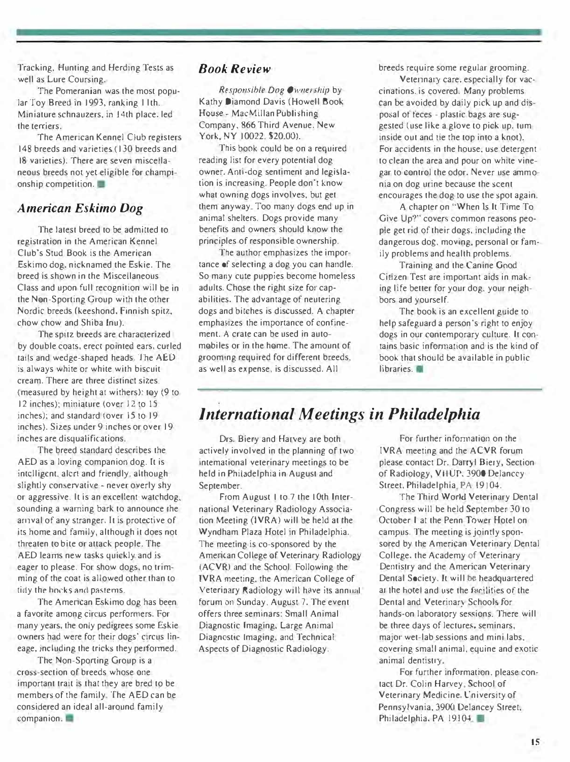Tracking, Hunting and Herding Tests as well as Lure Coursing.

The Pomeranian was the most popular Toy Breed in 1993, ranking 11th. Miniature schnauzers, in 14th place, led the terriers.

The American Kennel Club registers 148 breeds and varieties (130 breeds and 18 varieties). There are seven miscellaneous breeds not yet eligible for championship competition.

## American Eskimo Dog

The latest breed to be admitted to registration in the American Kennel Club's Stud Book is the American Eskimo dog, nicknamed the Eskie. The breed is shown in the Miscellaneous Class and upon full recognition will be in the Non-Sporting Group with the other Nordic breeds (keeshond, Finnish spitz, chow chow and Shiba Inu).

The spitz breeds are characterized by double coats, erect pointed ears, curled tails and wedge-shaped heads. The AED is always white or white with biscuit cream. There are three distinct sizes (measured by height at withers): toy (9 to 12 inches); miniature (over 12 to 15 inches); and standard (over 15 to 19 inches). Sizes under 9 inches or over 19 inches are disqualifications.

The breed standard describes the AED as a loving companion dog. It is intelligent, alert and friendly, although slightly conservative - never overly shy or aggressive. It is an excellent watchdog, sounding a warning bark to announce the arrival of any stranger. It is protective of its home and family, although it does not threaten to bite or attack people. The AED learns new tasks quickly and is eager to please. For show dogs, no trimming of the coat is allowed other than to tidy the hocks and pasterns.

The American Eskimo dog has been a favorite among circus performers. For many years, the only pedigrees some Eskie owners had were for their dogs' circus lineage, including the tricks they performed.

The Non-Sporting Group is a cross-section of breeds whose one important trait is that they are bred to be members of the family. The AED can be considered an ideal all-around family companion.

## Book Review

*Responsible Dog Ownership* by Kathy Diamond Davis (Howell Book House - MacMillan Publishing Company, 866 Third Avenue, New York, NY 10022. $20.00).

This book could be on a required reading list for every potential dog owner. Anti-dog sentiment and legislation is increasing. People don't know what owning dogs involves, but get them anyway. Too many dogs end up in animal shelters. Dogs provide many benefits and owners should know the principles of responsible ownership.

The author emphasizes the importance of selecting a dog you can handle. So many cute puppies become homeless adults. Chose the right size for capabilities. The advantage of neutering dogs and bitches is discussed. A chapter emphasizes the importance of confinement. A crate can be used in automobiles or in the home. The amount of grooming required for different breeds, as well as expense, is discussed. All breeds require some regular grooming.

Veterinary care, especially for vaccinations, is covered. Many problems can be avoided by daily pick up and disposal of feces - plastic bags are suggested (use like a glove to pick up, turn inside out and tie the top into a knot). For accidents in the house, use detergent to clean the area and pour on white vinegar to control the odor. Never use ammonia on dog urine because the scent encourages the dog to use the spot again.

A chapter on "When Is It Time To Give Up?" covers common reasons people get rid of their dogs, including the dangerous dog, moving, personal or family problems and health problems.

Training and the Canine Good Citizen Test are important aids in making life better for your dog, your neighbors and yourself.

The book is an excellent guide to help safeguard a person's right to enjoy dogs in our contemporary culture. It contains basic information and is the kind of book that should be available in public libraries.

# International Meetings in Philadelphia

Drs. Biery and Harvey are both actively involved in the planning of two international veterinary meetings to be held in Philadelphia in August and September.

From August 1 to 7 the 10th International Veterinary Radiology Association Meeting (IVRA) will be held at the Wyndham Plaza Hotel in Philadelphia. The meeting is co-sponsored by the American College of Veterinary Radiology (ACVR) and the School. Following the IVRA meeting, the American College of Veterinary Radiology will have its annual forum on Sunday, August 7. The event offers three seminars: Small Animal Diagnostic Imaging, Large Animal Diagnostic Imaging, and Technical Aspects of Diagnostic Radiology.

For further information on the IVRA meeting and the ACVR forum please contact Dr. Darryl Biery, Section of Radiology, VHUP, 3900 Delancey Street, Philadelphia, PA 19104.

The Third World Veterinary Dental Congress will be held September 30 to October 1 at the Penn Tower Hotel on campus. The meeting is jointly sponsored by the American Veterinary Dental College, the Academy of Veterinary Dentistry and the American Veterinary Dental Society. It will be headquartered at the hotel and use the facilities of the Dental and Veterinary Schools for hands-on laboratory sessions. There will be three days of lectures, seminars, major wet-lab sessions and mini labs, covering small animal, equine and exotic animal dentistry.

For further information, please contact Dr. Colin Harvey, School of Veterinary Medicine, University of Pennsylvania, 3900 Delancey Street, Philadelphia, PA 19104.